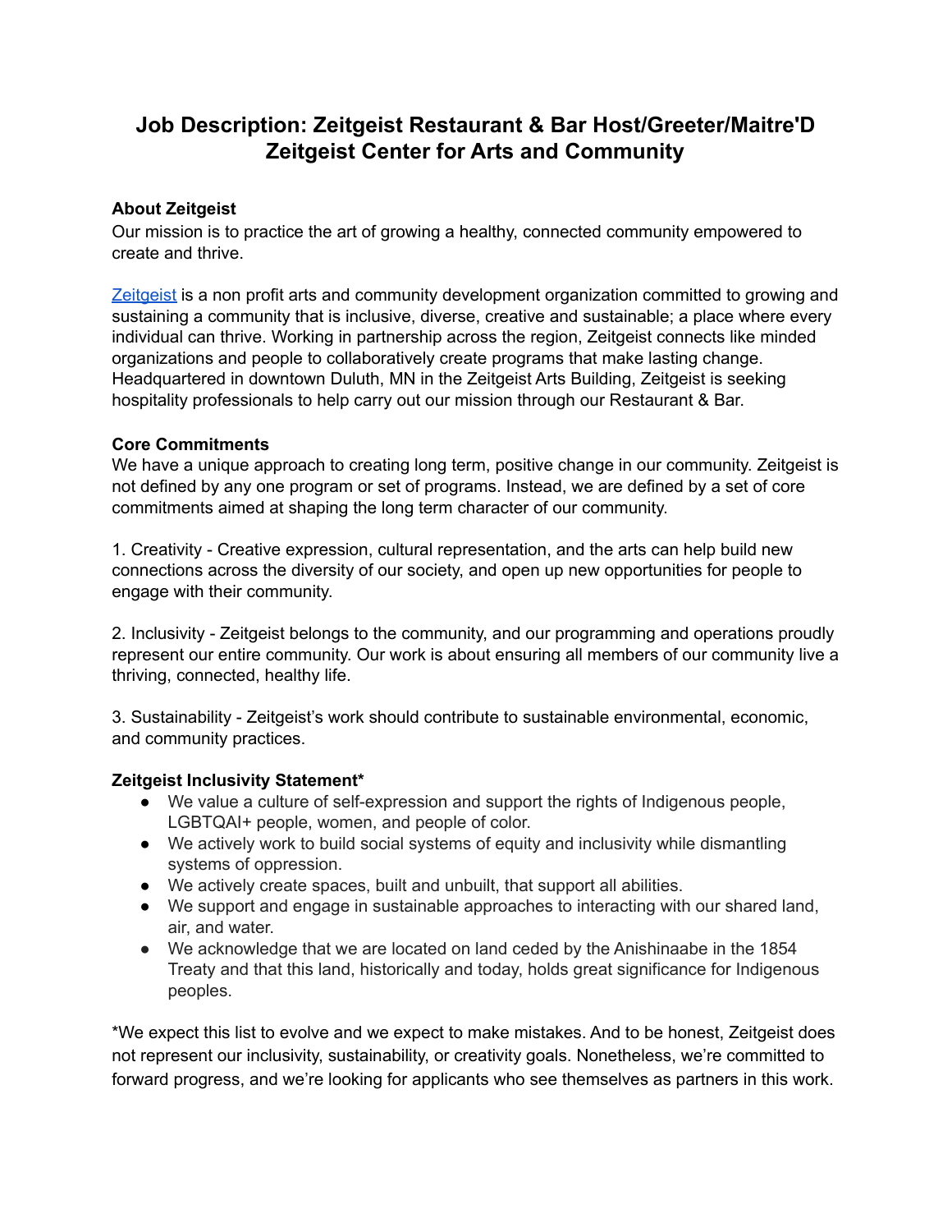# Job Description: Zeitgeist Restaurant & Bar Host/Greeter/Maitre'D
# Zeitgeist Center for Arts and Community

**About Zeitgeist**

Our mission is to practice the art of growing a healthy, connected community empowered to create and thrive.

Zeitgeist is a non profit arts and community development organization committed to growing and sustaining a community that is inclusive, diverse, creative and sustainable; a place where every individual can thrive. Working in partnership across the region, Zeitgeist connects like minded organizations and people to collaboratively create programs that make lasting change. Headquartered in downtown Duluth, MN in the Zeitgeist Arts Building, Zeitgeist is seeking hospitality professionals to help carry out our mission through our Restaurant & Bar.

**Core Commitments**

We have a unique approach to creating long term, positive change in our community. Zeitgeist is not defined by any one program or set of programs. Instead, we are defined by a set of core commitments aimed at shaping the long term character of our community.

1. Creativity - Creative expression, cultural representation, and the arts can help build new connections across the diversity of our society, and open up new opportunities for people to engage with their community.

2. Inclusivity - Zeitgeist belongs to the community, and our programming and operations proudly represent our entire community. Our work is about ensuring all members of our community live a thriving, connected, healthy life.

3. Sustainability - Zeitgeist's work should contribute to sustainable environmental, economic, and community practices.

**Zeitgeist Inclusivity Statement***

- We value a culture of self-expression and support the rights of Indigenous people, LGBTQAI+ people, women, and people of color.
- We actively work to build social systems of equity and inclusivity while dismantling systems of oppression.
- We actively create spaces, built and unbuilt, that support all abilities.
- We support and engage in sustainable approaches to interacting with our shared land, air, and water.
- We acknowledge that we are located on land ceded by the Anishinaabe in the 1854 Treaty and that this land, historically and today, holds great significance for Indigenous peoples.

*We expect this list to evolve and we expect to make mistakes. And to be honest, Zeitgeist does not represent our inclusivity, sustainability, or creativity goals. Nonetheless, we're committed to forward progress, and we're looking for applicants who see themselves as partners in this work.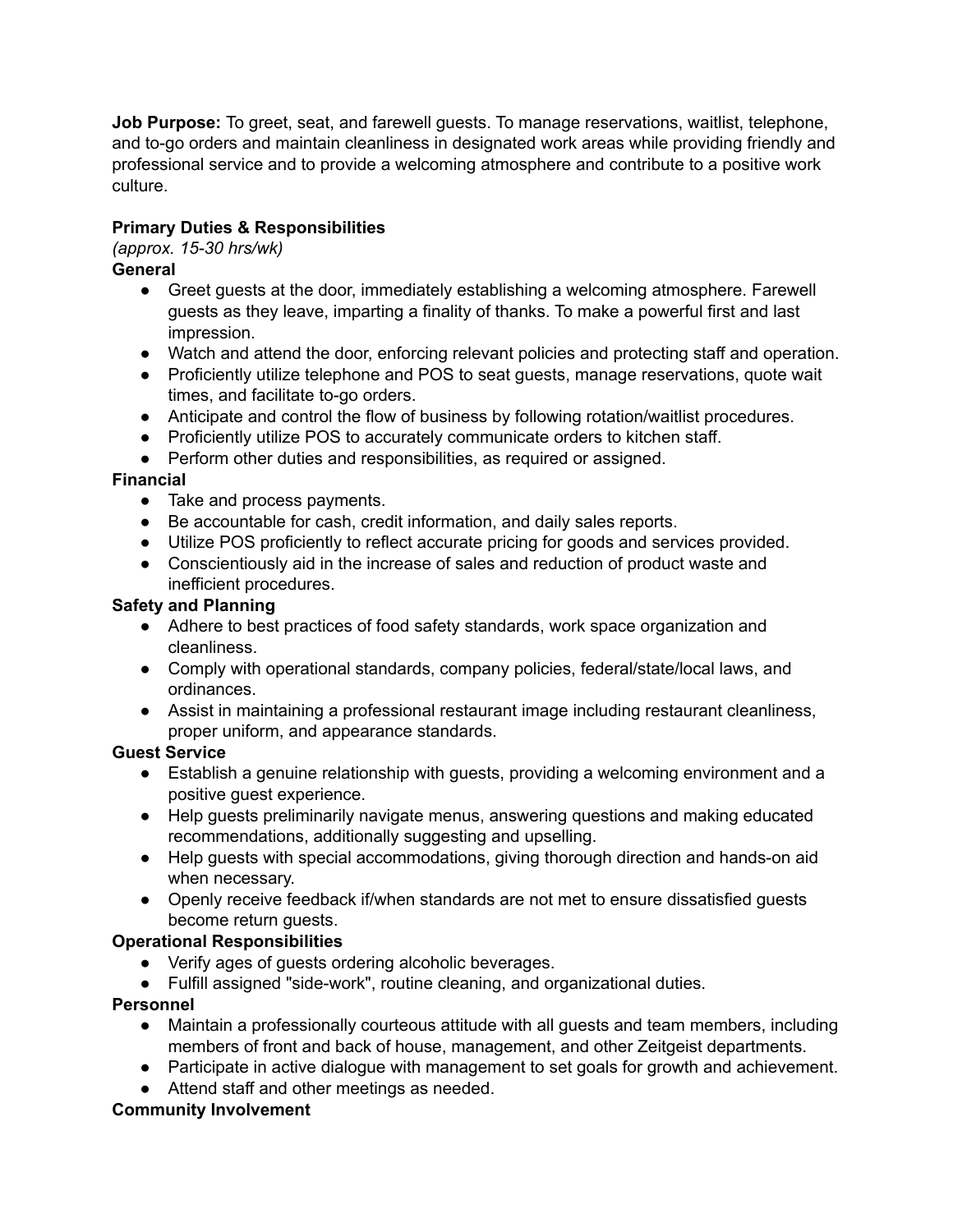**Job Purpose:** To greet, seat, and farewell guests. To manage reservations, waitlist, telephone, and to-go orders and maintain cleanliness in designated work areas while providing friendly and professional service and to provide a welcoming atmosphere and contribute to a positive work culture.

**Primary Duties & Responsibilities**
*(approx. 15-30 hrs/wk)*

**General**

- Greet guests at the door, immediately establishing a welcoming atmosphere. Farewell guests as they leave, imparting a finality of thanks. To make a powerful first and last impression.
- Watch and attend the door, enforcing relevant policies and protecting staff and operation.
- Proficiently utilize telephone and POS to seat guests, manage reservations, quote wait times, and facilitate to-go orders.
- Anticipate and control the flow of business by following rotation/waitlist procedures.
- Proficiently utilize POS to accurately communicate orders to kitchen staff.
- Perform other duties and responsibilities, as required or assigned.

**Financial**

- Take and process payments.
- Be accountable for cash, credit information, and daily sales reports.
- Utilize POS proficiently to reflect accurate pricing for goods and services provided.
- Conscientiously aid in the increase of sales and reduction of product waste and inefficient procedures.

**Safety and Planning**

- Adhere to best practices of food safety standards, work space organization and cleanliness.
- Comply with operational standards, company policies, federal/state/local laws, and ordinances.
- Assist in maintaining a professional restaurant image including restaurant cleanliness, proper uniform, and appearance standards.

**Guest Service**

- Establish a genuine relationship with guests, providing a welcoming environment and a positive guest experience.
- Help guests preliminarily navigate menus, answering questions and making educated recommendations, additionally suggesting and upselling.
- Help guests with special accommodations, giving thorough direction and hands-on aid when necessary.
- Openly receive feedback if/when standards are not met to ensure dissatisfied guests become return guests.

**Operational Responsibilities**

- Verify ages of guests ordering alcoholic beverages.
- Fulfill assigned "side-work", routine cleaning, and organizational duties.

**Personnel**

- Maintain a professionally courteous attitude with all guests and team members, including members of front and back of house, management, and other Zeitgeist departments.
- Participate in active dialogue with management to set goals for growth and achievement.
- Attend staff and other meetings as needed.

**Community Involvement**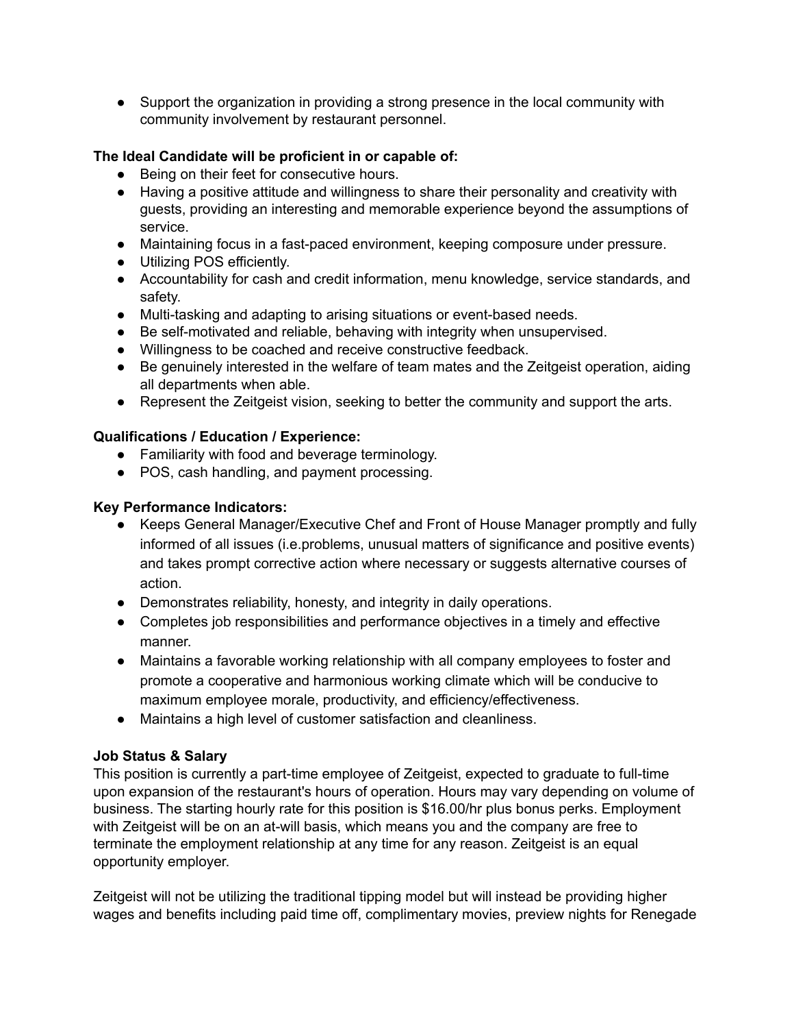- Support the organization in providing a strong presence in the local community with community involvement by restaurant personnel.

**The Ideal Candidate will be proficient in or capable of:**

- Being on their feet for consecutive hours.
- Having a positive attitude and willingness to share their personality and creativity with guests, providing an interesting and memorable experience beyond the assumptions of service.
- Maintaining focus in a fast-paced environment, keeping composure under pressure.
- Utilizing POS efficiently.
- Accountability for cash and credit information, menu knowledge, service standards, and safety.
- Multi-tasking and adapting to arising situations or event-based needs.
- Be self-motivated and reliable, behaving with integrity when unsupervised.
- Willingness to be coached and receive constructive feedback.
- Be genuinely interested in the welfare of team mates and the Zeitgeist operation, aiding all departments when able.
- Represent the Zeitgeist vision, seeking to better the community and support the arts.

**Qualifications / Education / Experience:**

- Familiarity with food and beverage terminology.
- POS, cash handling, and payment processing.

**Key Performance Indicators:**

- Keeps General Manager/Executive Chef and Front of House Manager promptly and fully informed of all issues (i.e.problems, unusual matters of significance and positive events) and takes prompt corrective action where necessary or suggests alternative courses of action.
- Demonstrates reliability, honesty, and integrity in daily operations.
- Completes job responsibilities and performance objectives in a timely and effective manner.
- Maintains a favorable working relationship with all company employees to foster and promote a cooperative and harmonious working climate which will be conducive to maximum employee morale, productivity, and efficiency/effectiveness.
- Maintains a high level of customer satisfaction and cleanliness.

**Job Status & Salary**

This position is currently a part-time employee of Zeitgeist, expected to graduate to full-time upon expansion of the restaurant's hours of operation. Hours may vary depending on volume of business. The starting hourly rate for this position is $16.00/hr plus bonus perks. Employment with Zeitgeist will be on an at-will basis, which means you and the company are free to terminate the employment relationship at any time for any reason. Zeitgeist is an equal opportunity employer.

Zeitgeist will not be utilizing the traditional tipping model but will instead be providing higher wages and benefits including paid time off, complimentary movies, preview nights for Renegade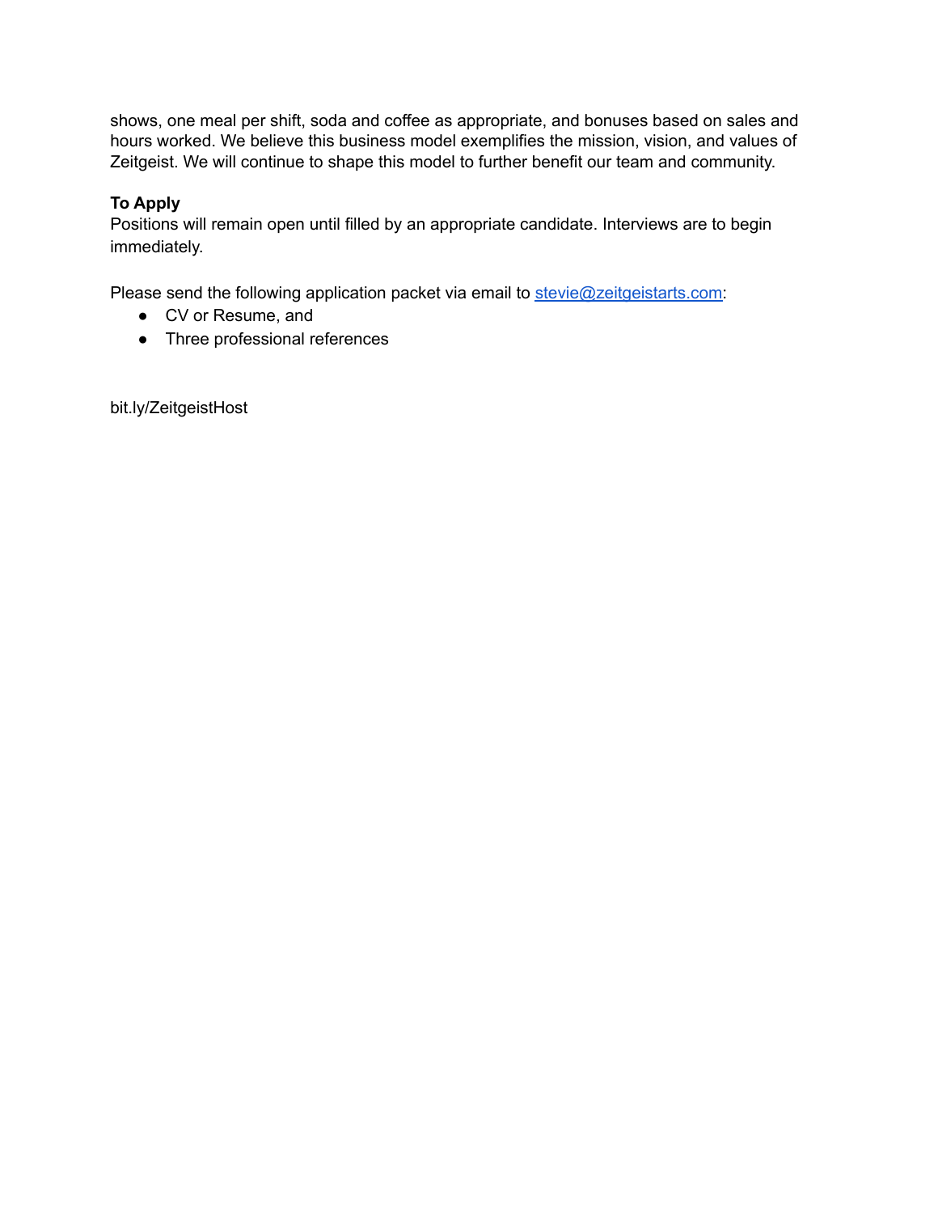shows, one meal per shift, soda and coffee as appropriate, and bonuses based on sales and hours worked. We believe this business model exemplifies the mission, vision, and values of Zeitgeist. We will continue to shape this model to further benefit our team and community.

**To Apply**

Positions will remain open until filled by an appropriate candidate. Interviews are to begin immediately.

Please send the following application packet via email to stevie@zeitgeistarts.com:

- CV or Resume, and
- Three professional references

bit.ly/ZeitgeistHost